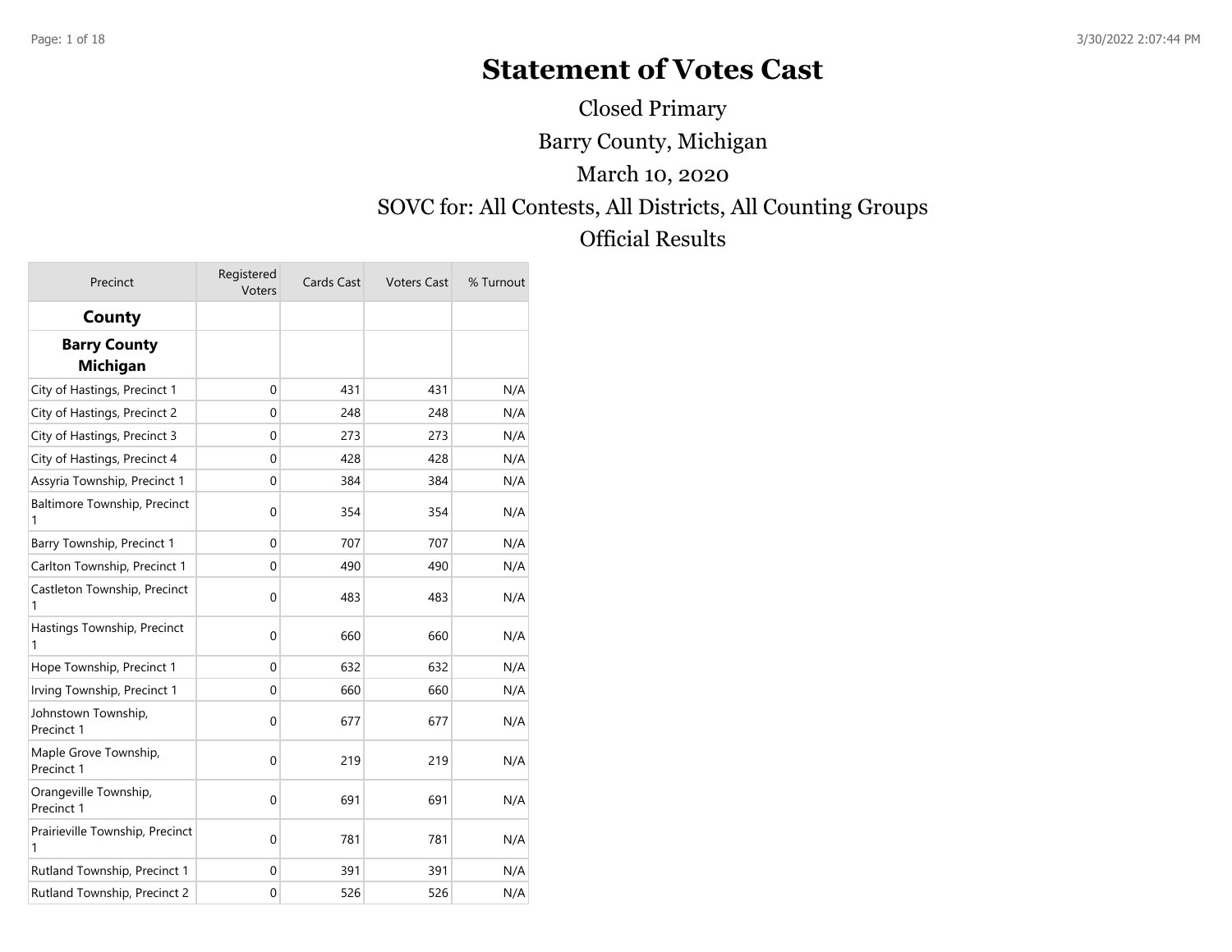# Statement of Votes Cast

Closed Primary

Barry County, Michigan

March 10, 2020

SOVC for: All Contests, All Districts, All Counting Groups

Official Results

| Precinct | Registered Voters | Cards Cast | Voters Cast | % Turnout |
|---|---|---|---|---|
| **County** | | | | |
| **Barry County Michigan** | | | | |
| City of Hastings, Precinct 1 | 0 | 431 | 431 | N/A |
| City of Hastings, Precinct 2 | 0 | 248 | 248 | N/A |
| City of Hastings, Precinct 3 | 0 | 273 | 273 | N/A |
| City of Hastings, Precinct 4 | 0 | 428 | 428 | N/A |
| Assyria Township, Precinct 1 | 0 | 384 | 384 | N/A |
| Baltimore Township, Precinct 1 | 0 | 354 | 354 | N/A |
| Barry Township, Precinct 1 | 0 | 707 | 707 | N/A |
| Carlton Township, Precinct 1 | 0 | 490 | 490 | N/A |
| Castleton Township, Precinct 1 | 0 | 483 | 483 | N/A |
| Hastings Township, Precinct 1 | 0 | 660 | 660 | N/A |
| Hope Township, Precinct 1 | 0 | 632 | 632 | N/A |
| Irving Township, Precinct 1 | 0 | 660 | 660 | N/A |
| Johnstown Township, Precinct 1 | 0 | 677 | 677 | N/A |
| Maple Grove Township, Precinct 1 | 0 | 219 | 219 | N/A |
| Orangeville Township, Precinct 1 | 0 | 691 | 691 | N/A |
| Prairieville Township, Precinct 1 | 0 | 781 | 781 | N/A |
| Rutland Township, Precinct 1 | 0 | 391 | 391 | N/A |
| Rutland Township, Precinct 2 | 0 | 526 | 526 | N/A |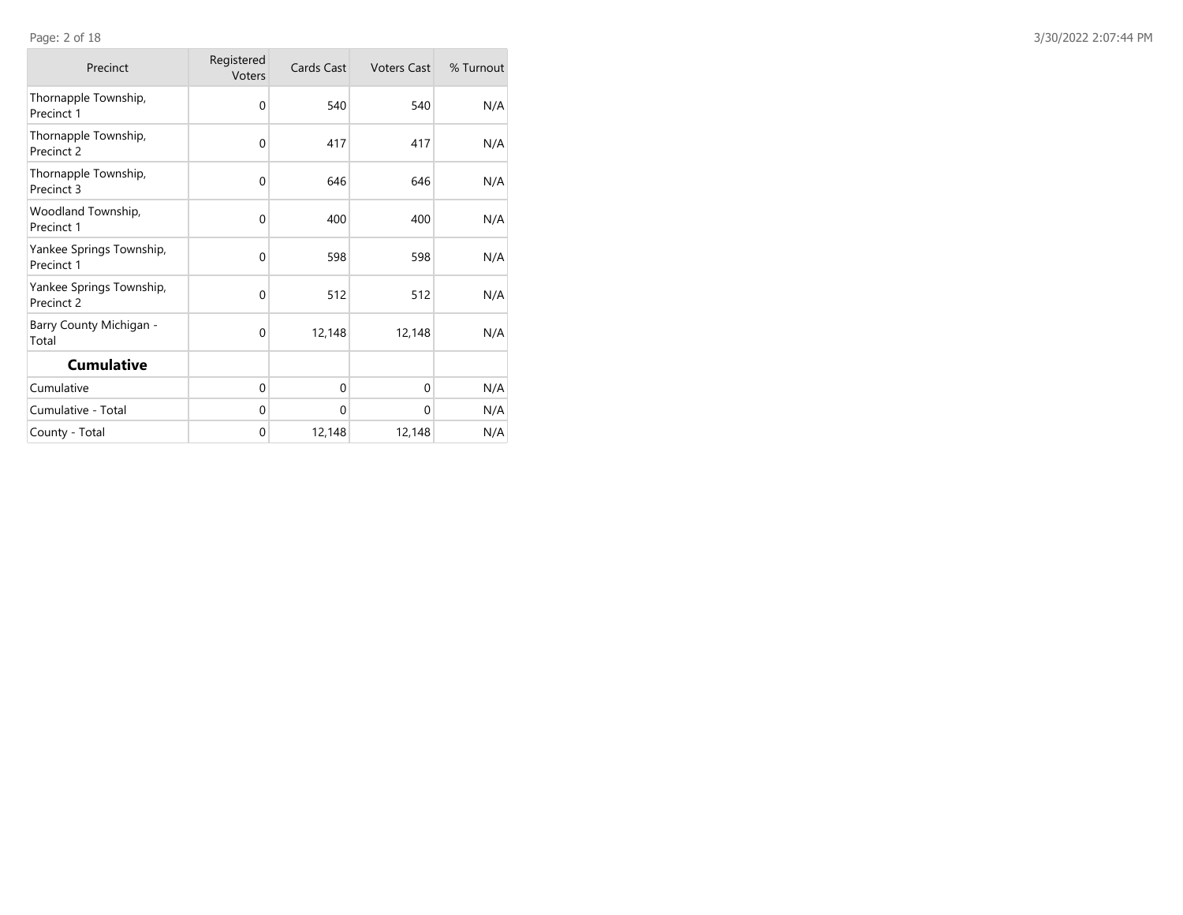| Precinct | Registered Voters | Cards Cast | Voters Cast | % Turnout |
|---|---|---|---|---|
| Thornapple Township, Precinct 1 | 0 | 540 | 540 | N/A |
| Thornapple Township, Precinct 2 | 0 | 417 | 417 | N/A |
| Thornapple Township, Precinct 3 | 0 | 646 | 646 | N/A |
| Woodland Township, Precinct 1 | 0 | 400 | 400 | N/A |
| Yankee Springs Township, Precinct 1 | 0 | 598 | 598 | N/A |
| Yankee Springs Township, Precinct 2 | 0 | 512 | 512 | N/A |
| Barry County Michigan - Total | 0 | 12,148 | 12,148 | N/A |
| **Cumulative** | | | | |
| Cumulative | 0 | 0 | 0 | N/A |
| Cumulative - Total | 0 | 0 | 0 | N/A |
| County - Total | 0 | 12,148 | 12,148 | N/A |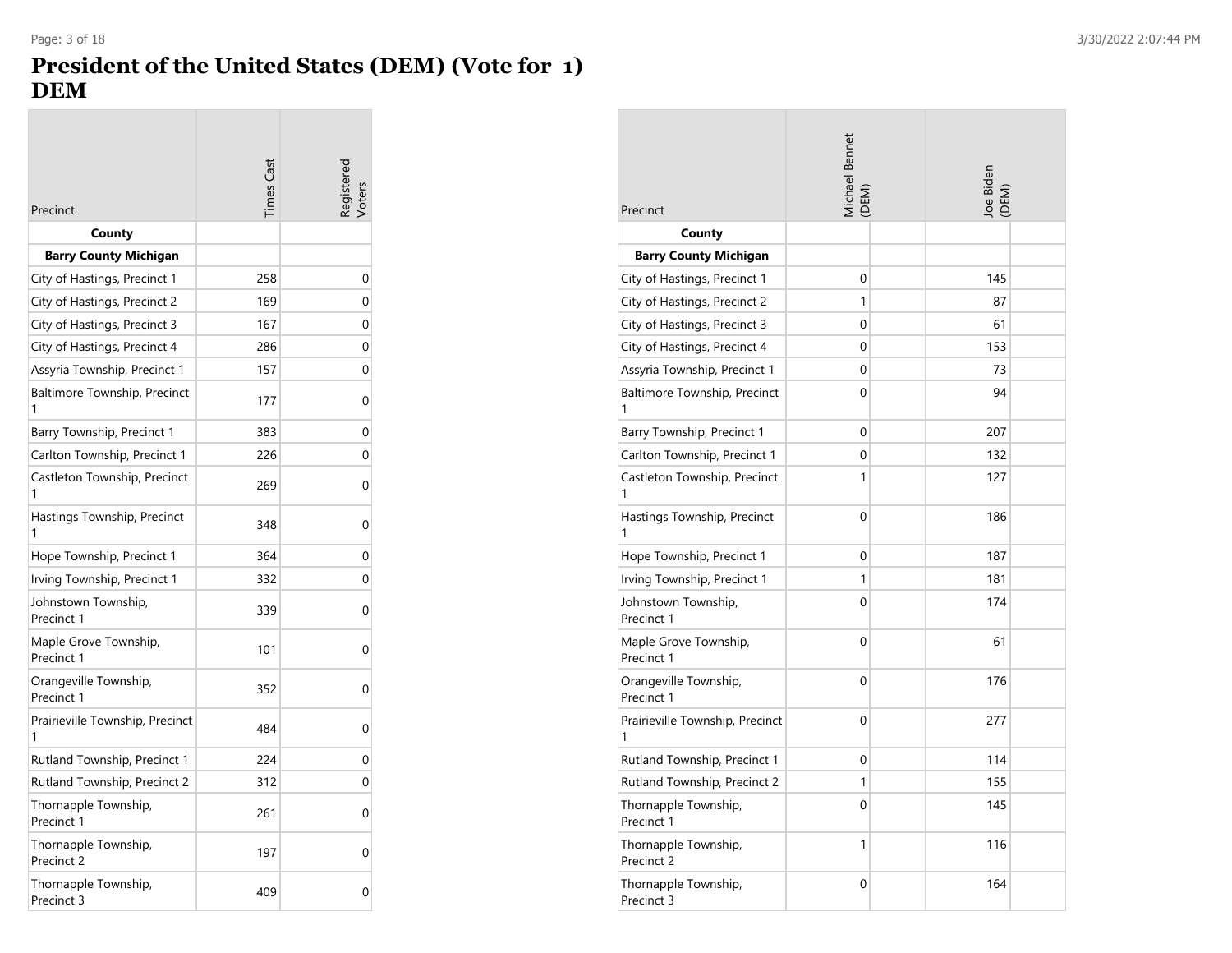# President of the United States (DEM) (Vote for 1)
# DEM

| Precinct | Times Cast | Registered Voters |
|---|---|---|
| **County** | | |
| **Barry County Michigan** | | |
| City of Hastings, Precinct 1 | 258 | 0 |
| City of Hastings, Precinct 2 | 169 | 0 |
| City of Hastings, Precinct 3 | 167 | 0 |
| City of Hastings, Precinct 4 | 286 | 0 |
| Assyria Township, Precinct 1 | 157 | 0 |
| Baltimore Township, Precinct 1 | 177 | 0 |
| Barry Township, Precinct 1 | 383 | 0 |
| Carlton Township, Precinct 1 | 226 | 0 |
| Castleton Township, Precinct 1 | 269 | 0 |
| Hastings Township, Precinct 1 | 348 | 0 |
| Hope Township, Precinct 1 | 364 | 0 |
| Irving Township, Precinct 1 | 332 | 0 |
| Johnstown Township, Precinct 1 | 339 | 0 |
| Maple Grove Township, Precinct 1 | 101 | 0 |
| Orangeville Township, Precinct 1 | 352 | 0 |
| Prairieville Township, Precinct 1 | 484 | 0 |
| Rutland Township, Precinct 1 | 224 | 0 |
| Rutland Township, Precinct 2 | 312 | 0 |
| Thornapple Township, Precinct 1 | 261 | 0 |
| Thornapple Township, Precinct 2 | 197 | 0 |
| Thornapple Township, Precinct 3 | 409 | 0 |

| Precinct | Michael Bennet (DEM) | | Joe Biden (DEM) | |
|---|---|---|---|---|
| **County** | | | | |
| **Barry County Michigan** | | | | |
| City of Hastings, Precinct 1 | 0 | | 145 | |
| City of Hastings, Precinct 2 | 1 | | 87 | |
| City of Hastings, Precinct 3 | 0 | | 61 | |
| City of Hastings, Precinct 4 | 0 | | 153 | |
| Assyria Township, Precinct 1 | 0 | | 73 | |
| Baltimore Township, Precinct 1 | 0 | | 94 | |
| Barry Township, Precinct 1 | 0 | | 207 | |
| Carlton Township, Precinct 1 | 0 | | 132 | |
| Castleton Township, Precinct 1 | 1 | | 127 | |
| Hastings Township, Precinct 1 | 0 | | 186 | |
| Hope Township, Precinct 1 | 0 | | 187 | |
| Irving Township, Precinct 1 | 1 | | 181 | |
| Johnstown Township, Precinct 1 | 0 | | 174 | |
| Maple Grove Township, Precinct 1 | 0 | | 61 | |
| Orangeville Township, Precinct 1 | 0 | | 176 | |
| Prairieville Township, Precinct 1 | 0 | | 277 | |
| Rutland Township, Precinct 1 | 0 | | 114 | |
| Rutland Township, Precinct 2 | 1 | | 155 | |
| Thornapple Township, Precinct 1 | 0 | | 145 | |
| Thornapple Township, Precinct 2 | 1 | | 116 | |
| Thornapple Township, Precinct 3 | 0 | | 164 | |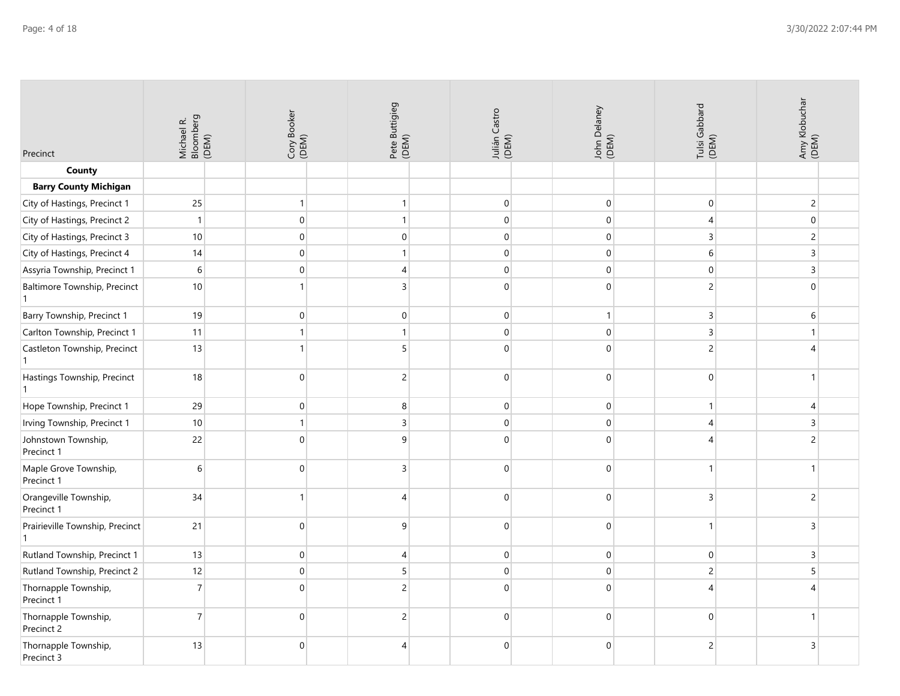| Precinct | Michael R. Bloomberg (DEM) | Cory Booker (DEM) | Pete Buttigieg (DEM) | Julián Castro (DEM) | John Delaney (DEM) | Tulsi Gabbard (DEM) | Amy Klobuchar (DEM) |
|---|---|---|---|---|---|---|---|
| **County** | | | | | | | |
| **Barry County Michigan** | | | | | | | |
| City of Hastings, Precinct 1 | 25 | 1 | 1 | 0 | 0 | 0 | 2 |
| City of Hastings, Precinct 2 | 1 | 0 | 1 | 0 | 0 | 4 | 0 |
| City of Hastings, Precinct 3 | 10 | 0 | 0 | 0 | 0 | 3 | 2 |
| City of Hastings, Precinct 4 | 14 | 0 | 1 | 0 | 0 | 6 | 3 |
| Assyria Township, Precinct 1 | 6 | 0 | 4 | 0 | 0 | 0 | 3 |
| Baltimore Township, Precinct 1 | 10 | 1 | 3 | 0 | 0 | 2 | 0 |
| Barry Township, Precinct 1 | 19 | 0 | 0 | 0 | 1 | 3 | 6 |
| Carlton Township, Precinct 1 | 11 | 1 | 1 | 0 | 0 | 3 | 1 |
| Castleton Township, Precinct 1 | 13 | 1 | 5 | 0 | 0 | 2 | 4 |
| Hastings Township, Precinct 1 | 18 | 0 | 2 | 0 | 0 | 0 | 1 |
| Hope Township, Precinct 1 | 29 | 0 | 8 | 0 | 0 | 1 | 4 |
| Irving Township, Precinct 1 | 10 | 1 | 3 | 0 | 0 | 4 | 3 |
| Johnstown Township, Precinct 1 | 22 | 0 | 9 | 0 | 0 | 4 | 2 |
| Maple Grove Township, Precinct 1 | 6 | 0 | 3 | 0 | 0 | 1 | 1 |
| Orangeville Township, Precinct 1 | 34 | 1 | 4 | 0 | 0 | 3 | 2 |
| Prairieville Township, Precinct 1 | 21 | 0 | 9 | 0 | 0 | 1 | 3 |
| Rutland Township, Precinct 1 | 13 | 0 | 4 | 0 | 0 | 0 | 3 |
| Rutland Township, Precinct 2 | 12 | 0 | 5 | 0 | 0 | 2 | 5 |
| Thornapple Township, Precinct 1 | 7 | 0 | 2 | 0 | 0 | 4 | 4 |
| Thornapple Township, Precinct 2 | 7 | 0 | 2 | 0 | 0 | 0 | 1 |
| Thornapple Township, Precinct 3 | 13 | 0 | 4 | 0 | 0 | 2 | 3 |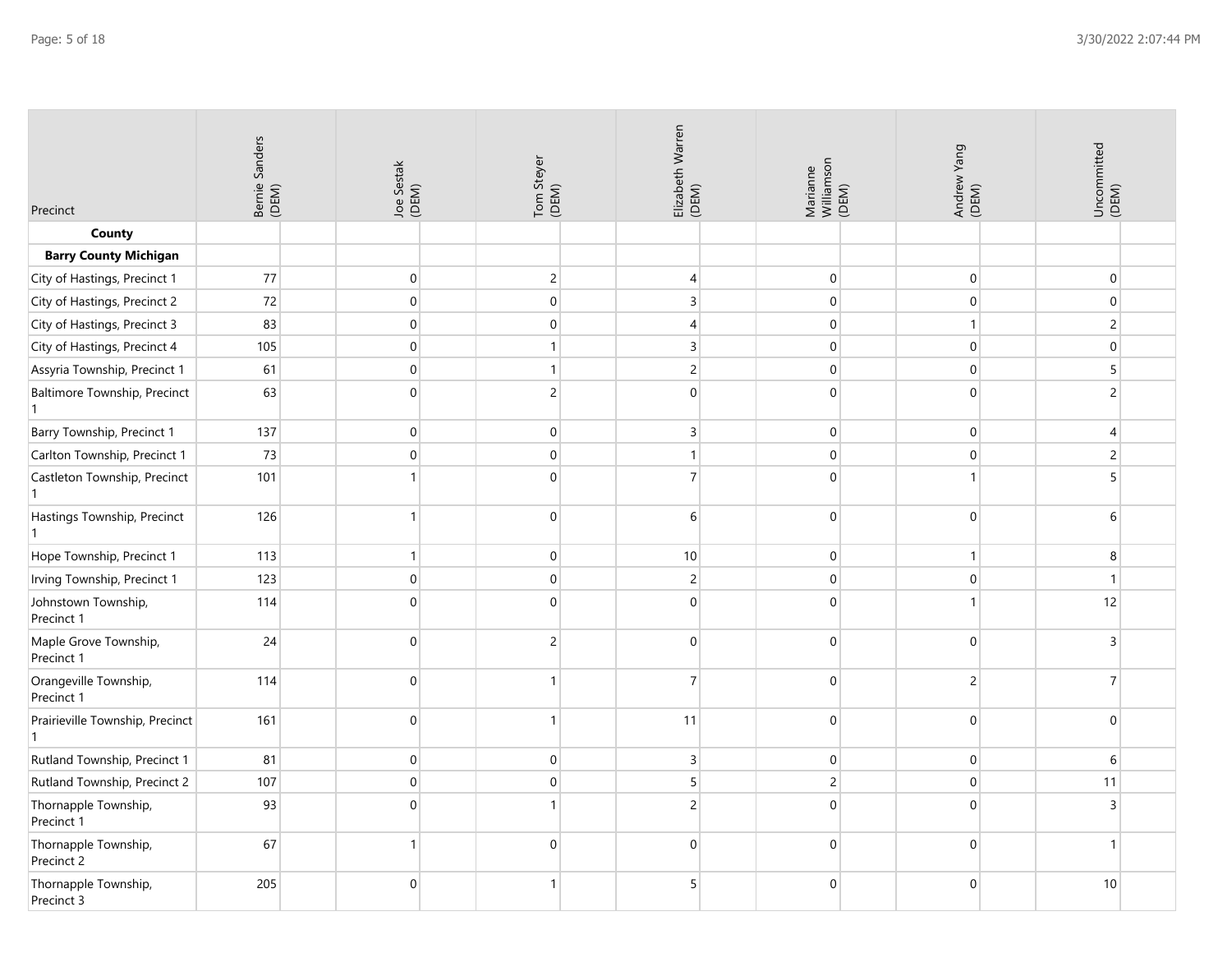| Precinct | Bernie Sanders (DEM) | Joe Sestak (DEM) | Tom Steyer (DEM) | Elizabeth Warren (DEM) | Marianne Williamson (DEM) | Andrew Yang (DEM) | Uncommitted (DEM) |
|---|---|---|---|---|---|---|---|
| **County** | | | | | | | |
| **Barry County Michigan** | | | | | | | |
| City of Hastings, Precinct 1 | 77 | 0 | 2 | 4 | 0 | 0 | 0 |
| City of Hastings, Precinct 2 | 72 | 0 | 0 | 3 | 0 | 0 | 0 |
| City of Hastings, Precinct 3 | 83 | 0 | 0 | 4 | 0 | 1 | 2 |
| City of Hastings, Precinct 4 | 105 | 0 | 1 | 3 | 0 | 0 | 0 |
| Assyria Township, Precinct 1 | 61 | 0 | 1 | 2 | 0 | 0 | 5 |
| Baltimore Township, Precinct 1 | 63 | 0 | 2 | 0 | 0 | 0 | 2 |
| Barry Township, Precinct 1 | 137 | 0 | 0 | 3 | 0 | 0 | 4 |
| Carlton Township, Precinct 1 | 73 | 0 | 0 | 1 | 0 | 0 | 2 |
| Castleton Township, Precinct 1 | 101 | 1 | 0 | 7 | 0 | 1 | 5 |
| Hastings Township, Precinct 1 | 126 | 1 | 0 | 6 | 0 | 0 | 6 |
| Hope Township, Precinct 1 | 113 | 1 | 0 | 10 | 0 | 1 | 8 |
| Irving Township, Precinct 1 | 123 | 0 | 0 | 2 | 0 | 0 | 1 |
| Johnstown Township, Precinct 1 | 114 | 0 | 0 | 0 | 0 | 1 | 12 |
| Maple Grove Township, Precinct 1 | 24 | 0 | 2 | 0 | 0 | 0 | 3 |
| Orangeville Township, Precinct 1 | 114 | 0 | 1 | 7 | 0 | 2 | 7 |
| Prairieville Township, Precinct 1 | 161 | 0 | 1 | 11 | 0 | 0 | 0 |
| Rutland Township, Precinct 1 | 81 | 0 | 0 | 3 | 0 | 0 | 6 |
| Rutland Township, Precinct 2 | 107 | 0 | 0 | 5 | 2 | 0 | 11 |
| Thornapple Township, Precinct 1 | 93 | 0 | 1 | 2 | 0 | 0 | 3 |
| Thornapple Township, Precinct 2 | 67 | 1 | 0 | 0 | 0 | 0 | 1 |
| Thornapple Township, Precinct 3 | 205 | 0 | 1 | 5 | 0 | 0 | 10 |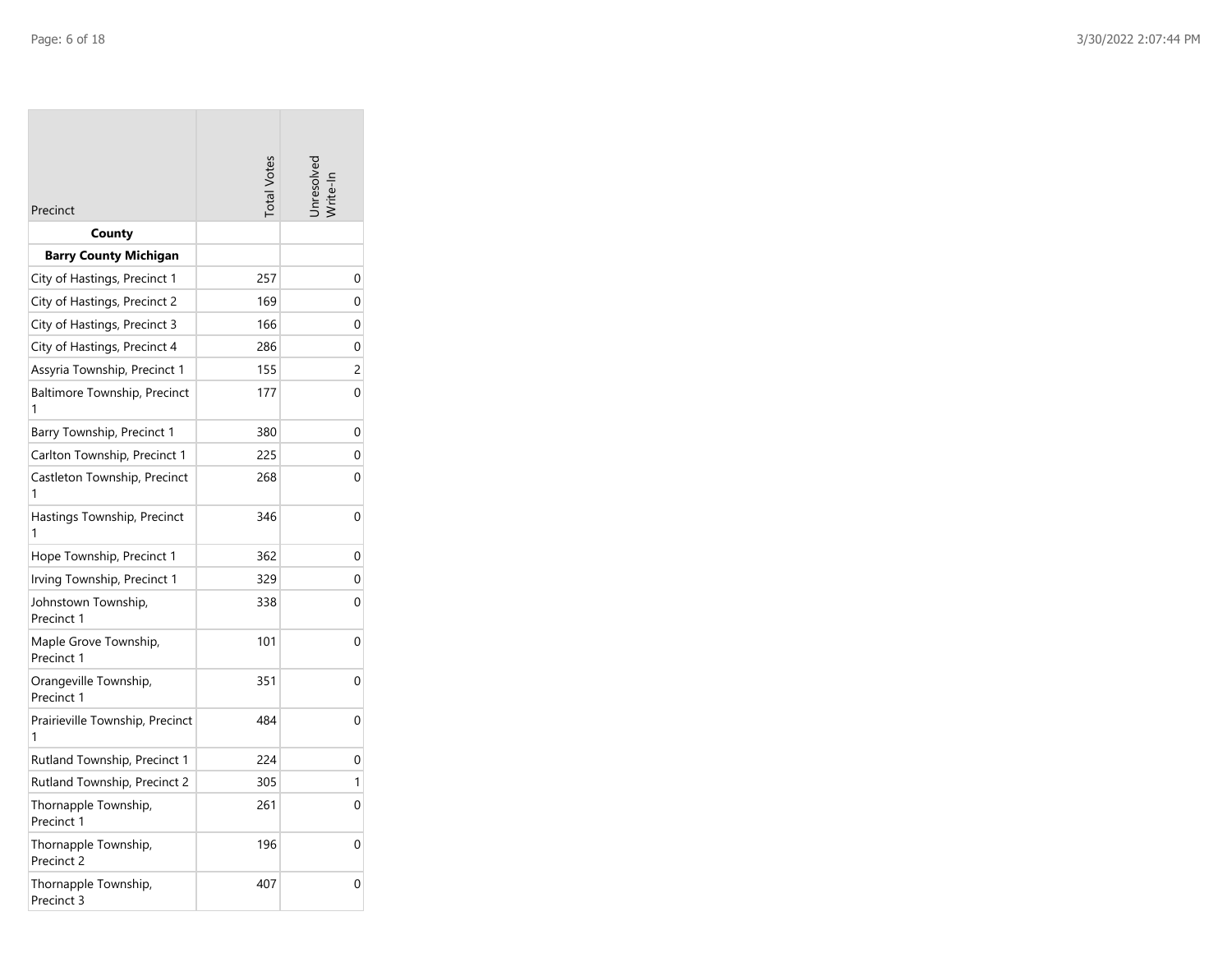| Precinct | Total Votes | Unresolved Write-In |
|---|---|---|
| **County** | | |
| **Barry County Michigan** | | |
| City of Hastings, Precinct 1 | 257 | 0 |
| City of Hastings, Precinct 2 | 169 | 0 |
| City of Hastings, Precinct 3 | 166 | 0 |
| City of Hastings, Precinct 4 | 286 | 0 |
| Assyria Township, Precinct 1 | 155 | 2 |
| Baltimore Township, Precinct 1 | 177 | 0 |
| Barry Township, Precinct 1 | 380 | 0 |
| Carlton Township, Precinct 1 | 225 | 0 |
| Castleton Township, Precinct 1 | 268 | 0 |
| Hastings Township, Precinct 1 | 346 | 0 |
| Hope Township, Precinct 1 | 362 | 0 |
| Irving Township, Precinct 1 | 329 | 0 |
| Johnstown Township, Precinct 1 | 338 | 0 |
| Maple Grove Township, Precinct 1 | 101 | 0 |
| Orangeville Township, Precinct 1 | 351 | 0 |
| Prairieville Township, Precinct 1 | 484 | 0 |
| Rutland Township, Precinct 1 | 224 | 0 |
| Rutland Township, Precinct 2 | 305 | 1 |
| Thornapple Township, Precinct 1 | 261 | 0 |
| Thornapple Township, Precinct 2 | 196 | 0 |
| Thornapple Township, Precinct 3 | 407 | 0 |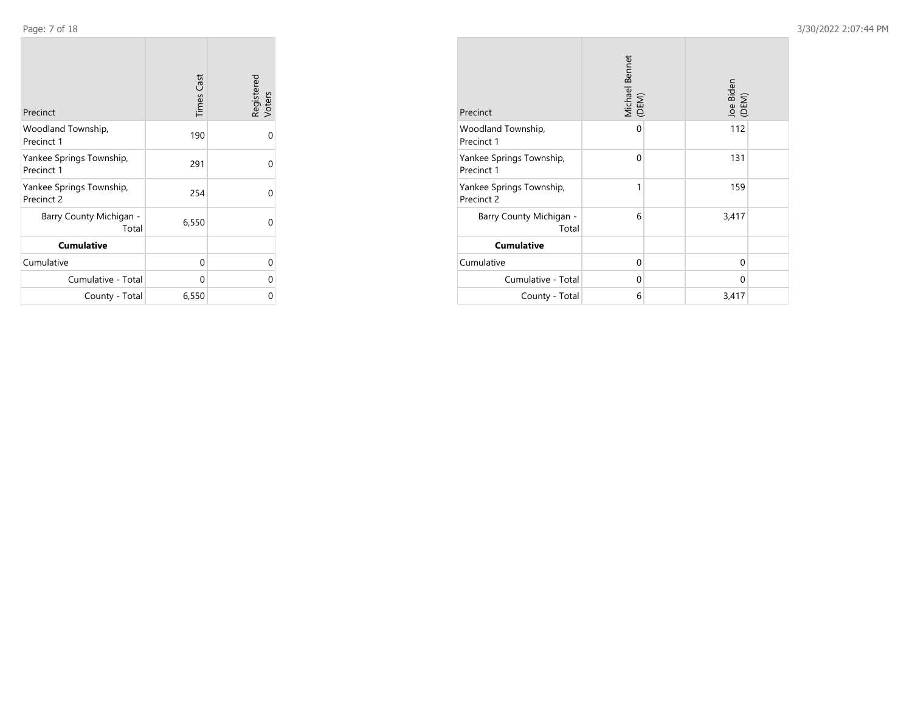| Precinct | Times Cast | Registered Voters |
|---|---|---|
| Woodland Township, Precinct 1 | 190 | 0 |
| Yankee Springs Township, Precinct 1 | 291 | 0 |
| Yankee Springs Township, Precinct 2 | 254 | 0 |
| Barry County Michigan - Total | 6,550 | 0 |
| **Cumulative** | | |
| Cumulative | 0 | 0 |
| Cumulative - Total | 0 | 0 |
| County - Total | 6,550 | 0 |

| Precinct | Michael Bennet (DEM) | | Joe Biden (DEM) | |
|---|---|---|---|---|
| Woodland Township, Precinct 1 | 0 | | 112 | |
| Yankee Springs Township, Precinct 1 | 0 | | 131 | |
| Yankee Springs Township, Precinct 2 | 1 | | 159 | |
| Barry County Michigan - Total | 6 | | 3,417 | |
| **Cumulative** | | | | |
| Cumulative | 0 | | 0 | |
| Cumulative - Total | 0 | | 0 | |
| County - Total | 6 | | 3,417 | |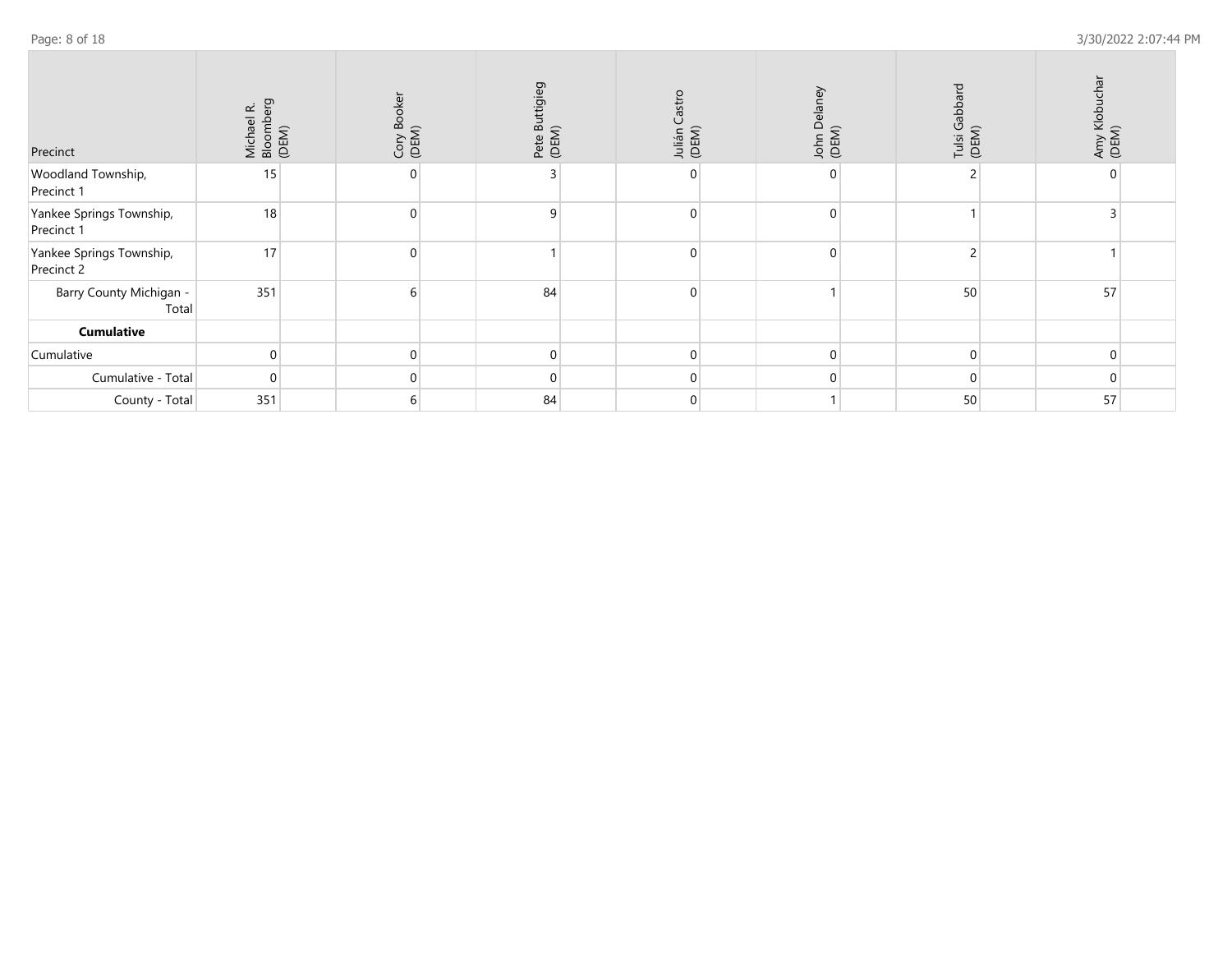| Precinct | Michael R. Bloomberg (DEM) | Cory Booker (DEM) | Pete Buttigieg (DEM) | Julián Castro (DEM) | John Delaney (DEM) | Tulsi Gabbard (DEM) | Amy Klobuchar (DEM) |
|---|---|---|---|---|---|---|---|
| Woodland Township, Precinct 1 | 15 | 0 | 3 | 0 | 0 | 2 | 0 |
| Yankee Springs Township, Precinct 1 | 18 | 0 | 9 | 0 | 0 | 1 | 3 |
| Yankee Springs Township, Precinct 2 | 17 | 0 | 1 | 0 | 0 | 2 | 1 |
| Barry County Michigan - Total | 351 | 6 | 84 | 0 | 1 | 50 | 57 |
| **Cumulative** | | | | | | | |
| Cumulative | 0 | 0 | 0 | 0 | 0 | 0 | 0 |
| Cumulative - Total | 0 | 0 | 0 | 0 | 0 | 0 | 0 |
| County - Total | 351 | 6 | 84 | 0 | 1 | 50 | 57 |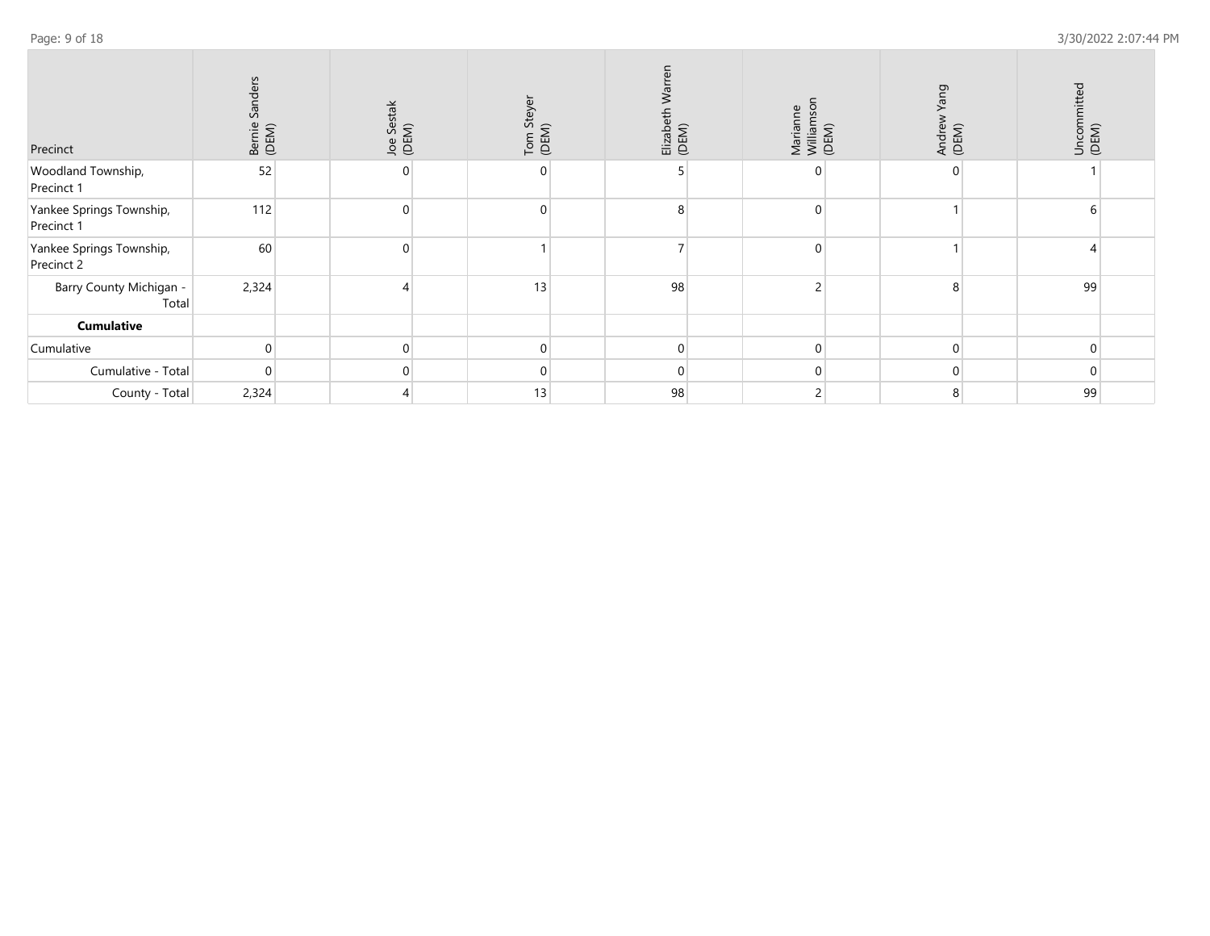| Precinct | Bernie Sanders (DEM) | Joe Sestak (DEM) | Tom Steyer (DEM) | Elizabeth Warren (DEM) | Marianne Williamson (DEM) | Andrew Yang (DEM) | Uncommitted (DEM) |
|---|---|---|---|---|---|---|---|
| Woodland Township, Precinct 1 | 52 | 0 | 0 | 5 | 0 | 0 | 1 |
| Yankee Springs Township, Precinct 1 | 112 | 0 | 0 | 8 | 0 | 1 | 6 |
| Yankee Springs Township, Precinct 2 | 60 | 0 | 1 | 7 | 0 | 1 | 4 |
| Barry County Michigan - Total | 2,324 | 4 | 13 | 98 | 2 | 8 | 99 |
| **Cumulative** | | | | | | | |
| Cumulative | 0 | 0 | 0 | 0 | 0 | 0 | 0 |
| Cumulative - Total | 0 | 0 | 0 | 0 | 0 | 0 | 0 |
| County - Total | 2,324 | 4 | 13 | 98 | 2 | 8 | 99 |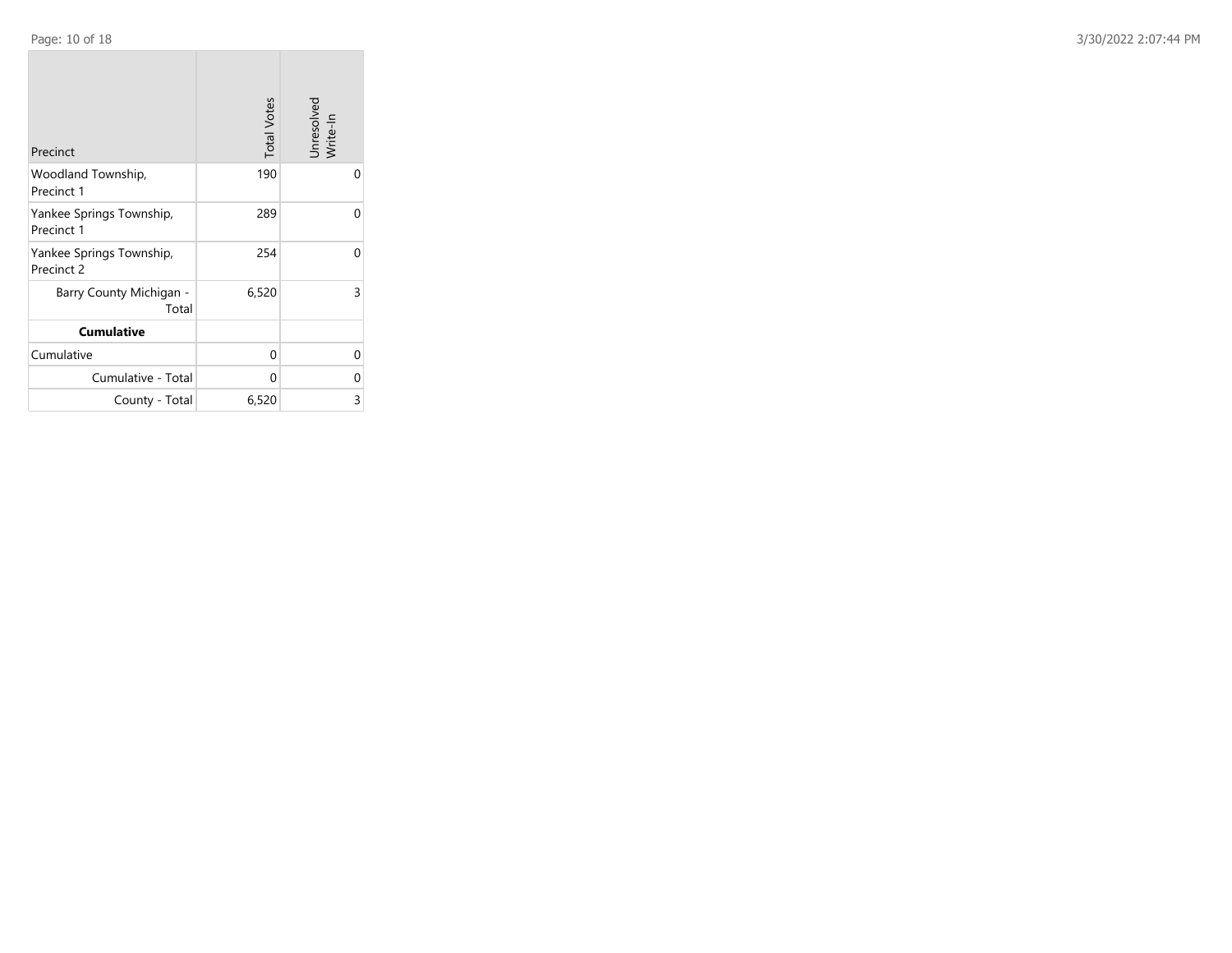| Precinct | Total Votes | Unresolved Write-In |
| --- | --- | --- |
| Woodland Township, Precinct 1 | 190 | 0 |
| Yankee Springs Township, Precinct 1 | 289 | 0 |
| Yankee Springs Township, Precinct 2 | 254 | 0 |
| Barry County Michigan - Total | 6,520 | 3 |
| **Cumulative** | | |
| Cumulative | 0 | 0 |
| Cumulative - Total | 0 | 0 |
| County - Total | 6,520 | 3 |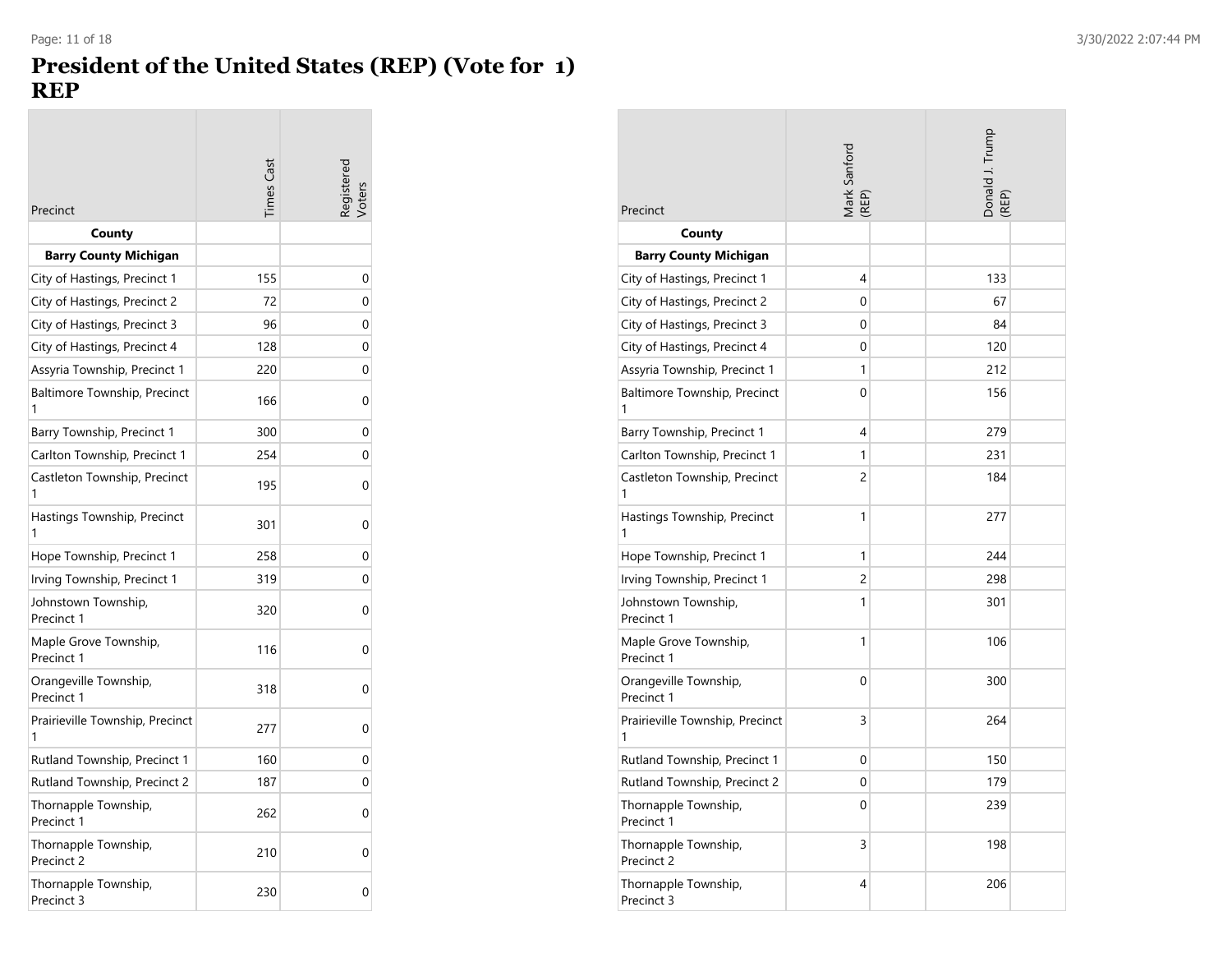# President of the United States (REP) (Vote for 1)
# REP

| Precinct | Times Cast | Registered Voters |
|---|---|---|
| **County** | | |
| **Barry County Michigan** | | |
| City of Hastings, Precinct 1 | 155 | 0 |
| City of Hastings, Precinct 2 | 72 | 0 |
| City of Hastings, Precinct 3 | 96 | 0 |
| City of Hastings, Precinct 4 | 128 | 0 |
| Assyria Township, Precinct 1 | 220 | 0 |
| Baltimore Township, Precinct 1 | 166 | 0 |
| Barry Township, Precinct 1 | 300 | 0 |
| Carlton Township, Precinct 1 | 254 | 0 |
| Castleton Township, Precinct 1 | 195 | 0 |
| Hastings Township, Precinct 1 | 301 | 0 |
| Hope Township, Precinct 1 | 258 | 0 |
| Irving Township, Precinct 1 | 319 | 0 |
| Johnstown Township, Precinct 1 | 320 | 0 |
| Maple Grove Township, Precinct 1 | 116 | 0 |
| Orangeville Township, Precinct 1 | 318 | 0 |
| Prairieville Township, Precinct 1 | 277 | 0 |
| Rutland Township, Precinct 1 | 160 | 0 |
| Rutland Township, Precinct 2 | 187 | 0 |
| Thornapple Township, Precinct 1 | 262 | 0 |
| Thornapple Township, Precinct 2 | 210 | 0 |
| Thornapple Township, Precinct 3 | 230 | 0 |

| Precinct | Mark Sanford (REP) | | Donald J. Trump (REP) | |
|---|---|---|---|---|
| **County** | | | | |
| **Barry County Michigan** | | | | |
| City of Hastings, Precinct 1 | 4 | | 133 | |
| City of Hastings, Precinct 2 | 0 | | 67 | |
| City of Hastings, Precinct 3 | 0 | | 84 | |
| City of Hastings, Precinct 4 | 0 | | 120 | |
| Assyria Township, Precinct 1 | 1 | | 212 | |
| Baltimore Township, Precinct 1 | 0 | | 156 | |
| Barry Township, Precinct 1 | 4 | | 279 | |
| Carlton Township, Precinct 1 | 1 | | 231 | |
| Castleton Township, Precinct 1 | 2 | | 184 | |
| Hastings Township, Precinct 1 | 1 | | 277 | |
| Hope Township, Precinct 1 | 1 | | 244 | |
| Irving Township, Precinct 1 | 2 | | 298 | |
| Johnstown Township, Precinct 1 | 1 | | 301 | |
| Maple Grove Township, Precinct 1 | 1 | | 106 | |
| Orangeville Township, Precinct 1 | 0 | | 300 | |
| Prairieville Township, Precinct 1 | 3 | | 264 | |
| Rutland Township, Precinct 1 | 0 | | 150 | |
| Rutland Township, Precinct 2 | 0 | | 179 | |
| Thornapple Township, Precinct 1 | 0 | | 239 | |
| Thornapple Township, Precinct 2 | 3 | | 198 | |
| Thornapple Township, Precinct 3 | 4 | | 206 | |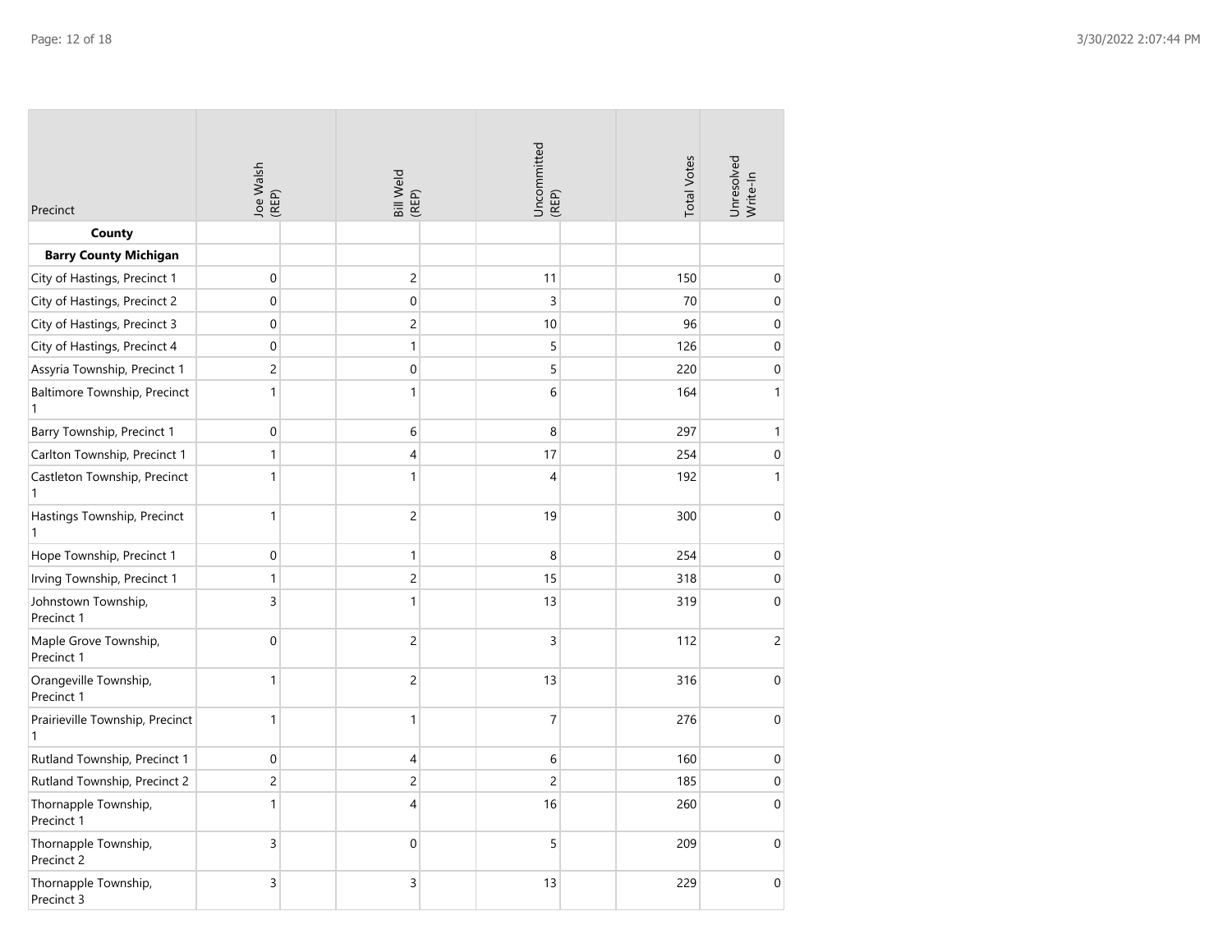| Precinct | Joe Walsh (REP) | Bill Weld (REP) | Uncommitted (REP) | Total Votes | Unresolved Write-In |
|---|---|---|---|---|---|
| **County** | | | | | |
| **Barry County Michigan** | | | | | |
| City of Hastings, Precinct 1 | 0 | 2 | 11 | 150 | 0 |
| City of Hastings, Precinct 2 | 0 | 0 | 3 | 70 | 0 |
| City of Hastings, Precinct 3 | 0 | 2 | 10 | 96 | 0 |
| City of Hastings, Precinct 4 | 0 | 1 | 5 | 126 | 0 |
| Assyria Township, Precinct 1 | 2 | 0 | 5 | 220 | 0 |
| Baltimore Township, Precinct 1 | 1 | 1 | 6 | 164 | 1 |
| Barry Township, Precinct 1 | 0 | 6 | 8 | 297 | 1 |
| Carlton Township, Precinct 1 | 1 | 4 | 17 | 254 | 0 |
| Castleton Township, Precinct 1 | 1 | 1 | 4 | 192 | 1 |
| Hastings Township, Precinct 1 | 1 | 2 | 19 | 300 | 0 |
| Hope Township, Precinct 1 | 0 | 1 | 8 | 254 | 0 |
| Irving Township, Precinct 1 | 1 | 2 | 15 | 318 | 0 |
| Johnstown Township, Precinct 1 | 3 | 1 | 13 | 319 | 0 |
| Maple Grove Township, Precinct 1 | 0 | 2 | 3 | 112 | 2 |
| Orangeville Township, Precinct 1 | 1 | 2 | 13 | 316 | 0 |
| Prairieville Township, Precinct 1 | 1 | 1 | 7 | 276 | 0 |
| Rutland Township, Precinct 1 | 0 | 4 | 6 | 160 | 0 |
| Rutland Township, Precinct 2 | 2 | 2 | 2 | 185 | 0 |
| Thornapple Township, Precinct 1 | 1 | 4 | 16 | 260 | 0 |
| Thornapple Township, Precinct 2 | 3 | 0 | 5 | 209 | 0 |
| Thornapple Township, Precinct 3 | 3 | 3 | 13 | 229 | 0 |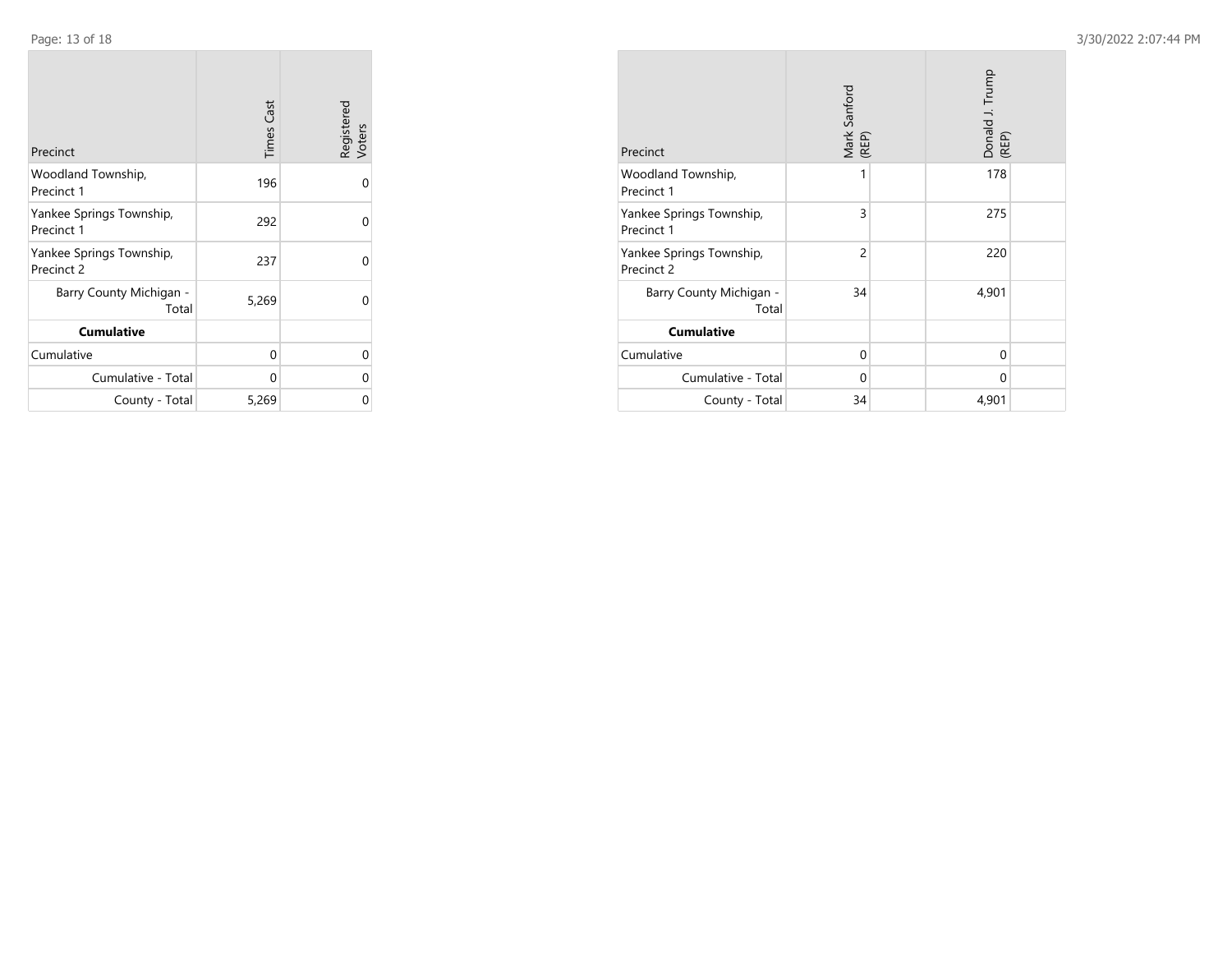| Precinct | Times Cast | Registered Voters |
|---|---|---|
| Woodland Township, Precinct 1 | 196 | 0 |
| Yankee Springs Township, Precinct 1 | 292 | 0 |
| Yankee Springs Township, Precinct 2 | 237 | 0 |
| Barry County Michigan - Total | 5,269 | 0 |
| **Cumulative** | | |
| Cumulative | 0 | 0 |
| Cumulative - Total | 0 | 0 |
| County - Total | 5,269 | 0 |

| Precinct | Mark Sanford (REP) | Donald J. Trump (REP) |
|---|---|---|
| Woodland Township, Precinct 1 | 1 | 178 |
| Yankee Springs Township, Precinct 1 | 3 | 275 |
| Yankee Springs Township, Precinct 2 | 2 | 220 |
| Barry County Michigan - Total | 34 | 4,901 |
| **Cumulative** | | |
| Cumulative | 0 | 0 |
| Cumulative - Total | 0 | 0 |
| County - Total | 34 | 4,901 |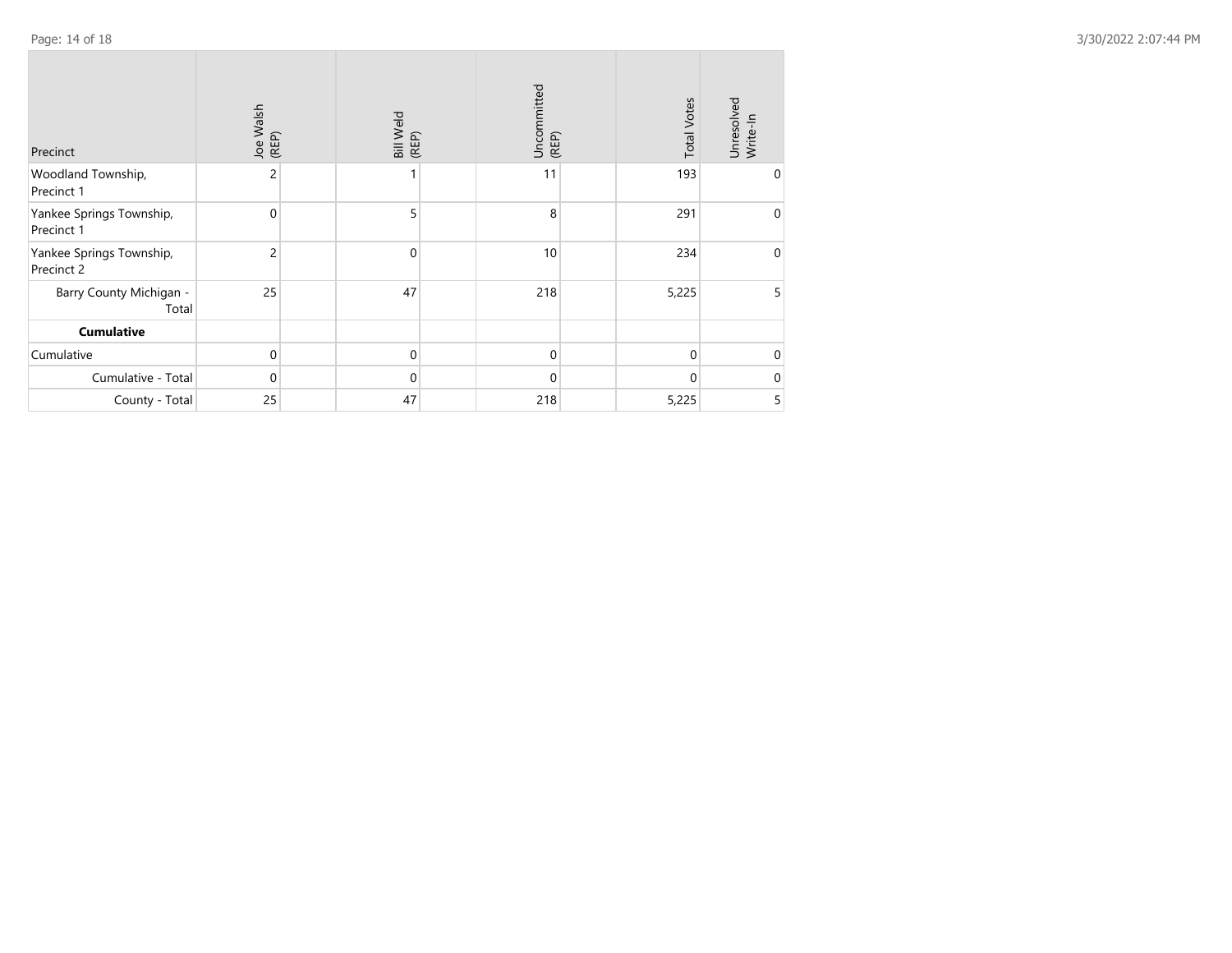| Precinct | Joe Walsh (REP) | Bill Weld (REP) | Uncommitted (REP) | Total Votes | Unresolved Write-In |
|---|---|---|---|---|---|
| Woodland Township, Precinct 1 | 2 | 1 | 11 | 193 | 0 |
| Yankee Springs Township, Precinct 1 | 0 | 5 | 8 | 291 | 0 |
| Yankee Springs Township, Precinct 2 | 2 | 0 | 10 | 234 | 0 |
| Barry County Michigan - Total | 25 | 47 | 218 | 5,225 | 5 |
| **Cumulative** | | | | | |
| Cumulative | 0 | 0 | 0 | 0 | 0 |
| Cumulative - Total | 0 | 0 | 0 | 0 | 0 |
| County - Total | 25 | 47 | 218 | 5,225 | 5 |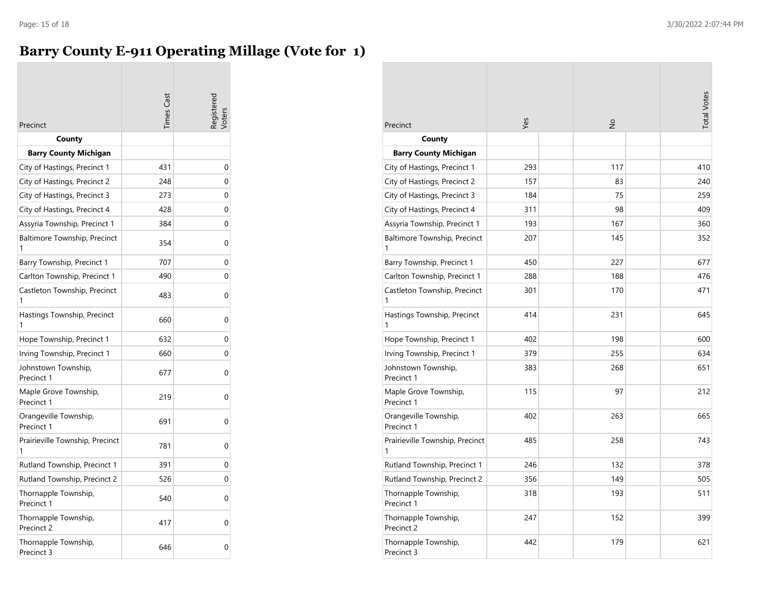# Barry County E-911 Operating Millage (Vote for 1)

| Precinct | Times Cast | Registered Voters | Yes | No | Total Votes |
|---|---|---|---|---|---|
| **County** | | | | | |
| **Barry County Michigan** | | | | | |
| City of Hastings, Precinct 1 | 431 | 0 | 293 | 117 | 410 |
| City of Hastings, Precinct 2 | 248 | 0 | 157 | 83 | 240 |
| City of Hastings, Precinct 3 | 273 | 0 | 184 | 75 | 259 |
| City of Hastings, Precinct 4 | 428 | 0 | 311 | 98 | 409 |
| Assyria Township, Precinct 1 | 384 | 0 | 193 | 167 | 360 |
| Baltimore Township, Precinct 1 | 354 | 0 | 207 | 145 | 352 |
| Barry Township, Precinct 1 | 707 | 0 | 450 | 227 | 677 |
| Carlton Township, Precinct 1 | 490 | 0 | 288 | 188 | 476 |
| Castleton Township, Precinct 1 | 483 | 0 | 301 | 170 | 471 |
| Hastings Township, Precinct 1 | 660 | 0 | 414 | 231 | 645 |
| Hope Township, Precinct 1 | 632 | 0 | 402 | 198 | 600 |
| Irving Township, Precinct 1 | 660 | 0 | 379 | 255 | 634 |
| Johnstown Township, Precinct 1 | 677 | 0 | 383 | 268 | 651 |
| Maple Grove Township, Precinct 1 | 219 | 0 | 115 | 97 | 212 |
| Orangeville Township, Precinct 1 | 691 | 0 | 402 | 263 | 665 |
| Prairieville Township, Precinct 1 | 781 | 0 | 485 | 258 | 743 |
| Rutland Township, Precinct 1 | 391 | 0 | 246 | 132 | 378 |
| Rutland Township, Precinct 2 | 526 | 0 | 356 | 149 | 505 |
| Thornapple Township, Precinct 1 | 540 | 0 | 318 | 193 | 511 |
| Thornapple Township, Precinct 2 | 417 | 0 | 247 | 152 | 399 |
| Thornapple Township, Precinct 3 | 646 | 0 | 442 | 179 | 621 |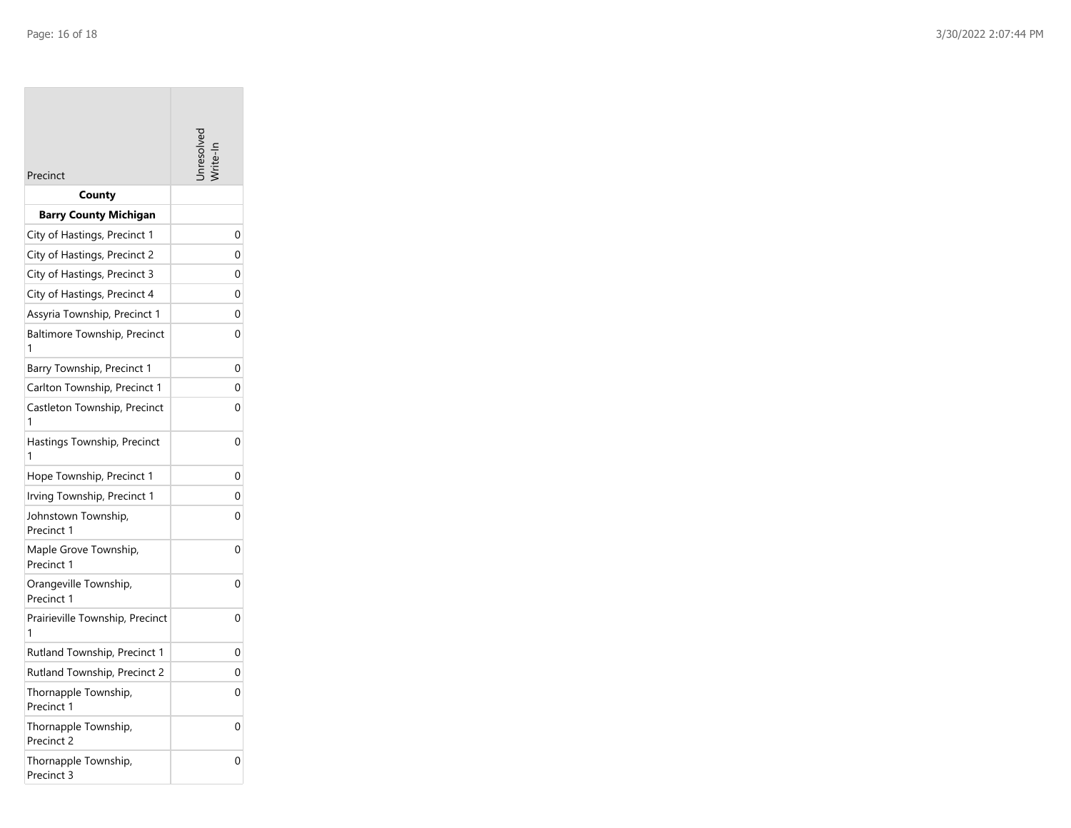| Precinct | Unresolved Write-In |
|---|---|
| **County** | |
| **Barry County Michigan** | |
| City of Hastings, Precinct 1 | 0 |
| City of Hastings, Precinct 2 | 0 |
| City of Hastings, Precinct 3 | 0 |
| City of Hastings, Precinct 4 | 0 |
| Assyria Township, Precinct 1 | 0 |
| Baltimore Township, Precinct 1 | 0 |
| Barry Township, Precinct 1 | 0 |
| Carlton Township, Precinct 1 | 0 |
| Castleton Township, Precinct 1 | 0 |
| Hastings Township, Precinct 1 | 0 |
| Hope Township, Precinct 1 | 0 |
| Irving Township, Precinct 1 | 0 |
| Johnstown Township, Precinct 1 | 0 |
| Maple Grove Township, Precinct 1 | 0 |
| Orangeville Township, Precinct 1 | 0 |
| Prairieville Township, Precinct 1 | 0 |
| Rutland Township, Precinct 1 | 0 |
| Rutland Township, Precinct 2 | 0 |
| Thornapple Township, Precinct 1 | 0 |
| Thornapple Township, Precinct 2 | 0 |
| Thornapple Township, Precinct 3 | 0 |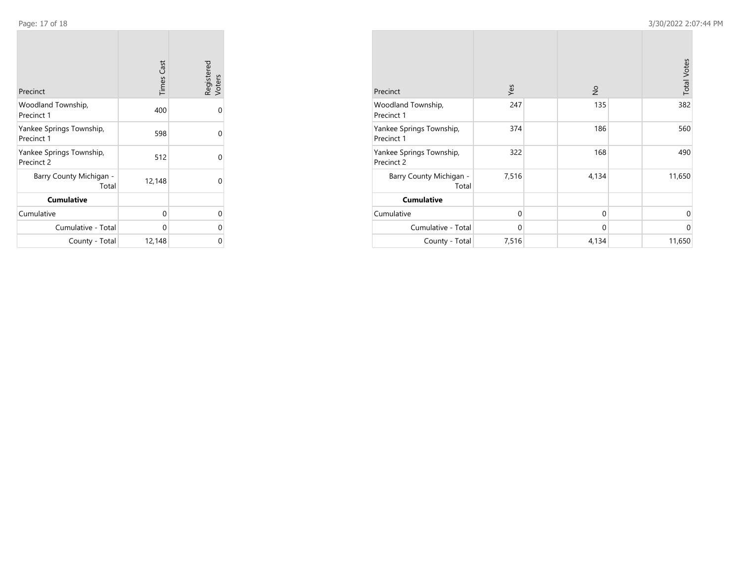| Precinct | Times Cast | Registered Voters |
| --- | --- | --- |
| Woodland Township, Precinct 1 | 400 | 0 |
| Yankee Springs Township, Precinct 1 | 598 | 0 |
| Yankee Springs Township, Precinct 2 | 512 | 0 |
| Barry County Michigan - Total | 12,148 | 0 |
| **Cumulative** | | |
| Cumulative | 0 | 0 |
| Cumulative - Total | 0 | 0 |
| County - Total | 12,148 | 0 |

| Precinct | Yes | No | Total Votes |
| --- | --- | --- | --- |
| Woodland Township, Precinct 1 | 247 | 135 | 382 |
| Yankee Springs Township, Precinct 1 | 374 | 186 | 560 |
| Yankee Springs Township, Precinct 2 | 322 | 168 | 490 |
| Barry County Michigan - Total | 7,516 | 4,134 | 11,650 |
| **Cumulative** | | | |
| Cumulative | 0 | 0 | 0 |
| Cumulative - Total | 0 | 0 | 0 |
| County - Total | 7,516 | 4,134 | 11,650 |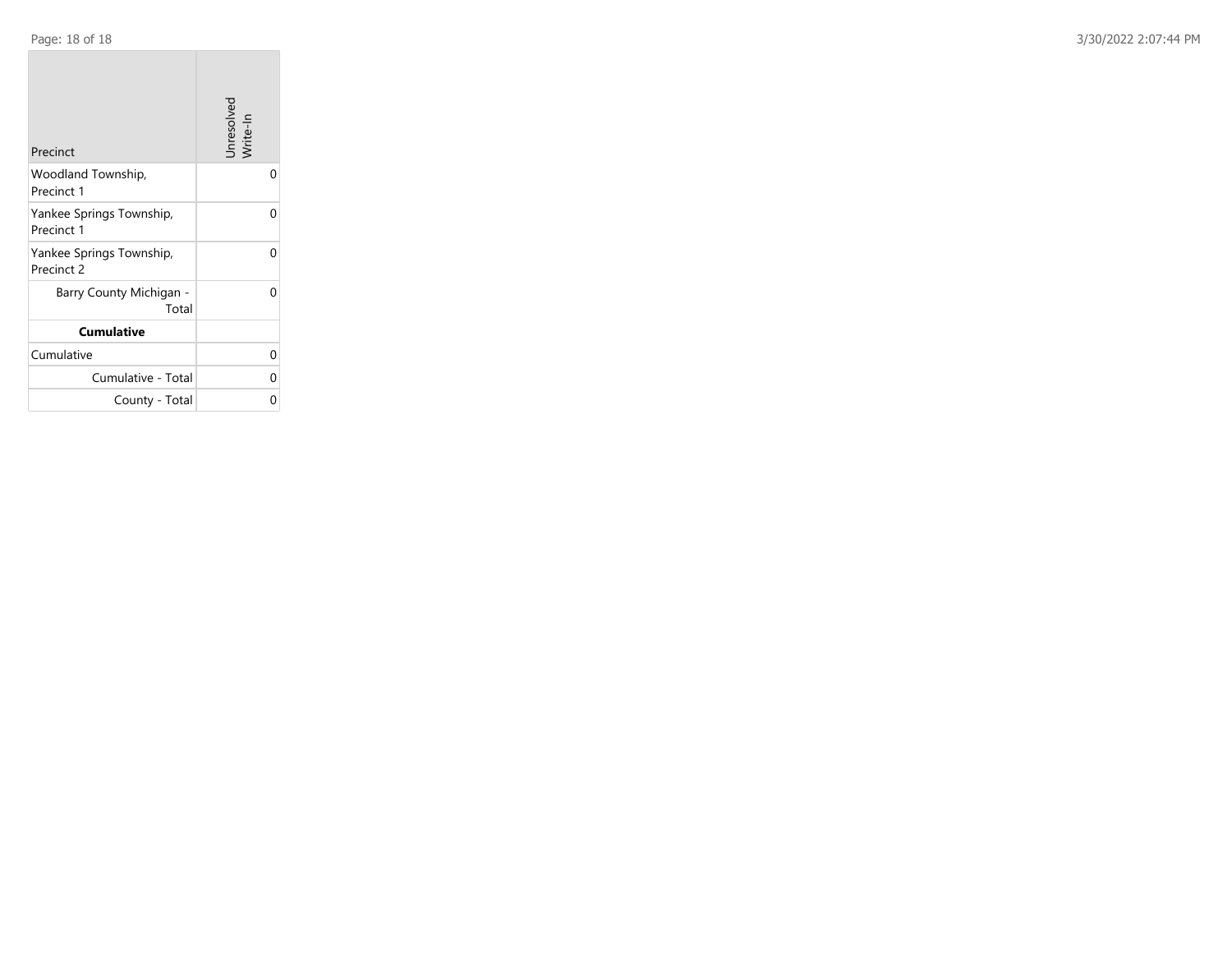| Precinct | Unresolved Write-In |
| --- | --- |
| Woodland Township, Precinct 1 | 0 |
| Yankee Springs Township, Precinct 1 | 0 |
| Yankee Springs Township, Precinct 2 | 0 |
| Barry County Michigan - Total | 0 |
| **Cumulative** | |
| Cumulative | 0 |
| Cumulative - Total | 0 |
| County - Total | 0 |